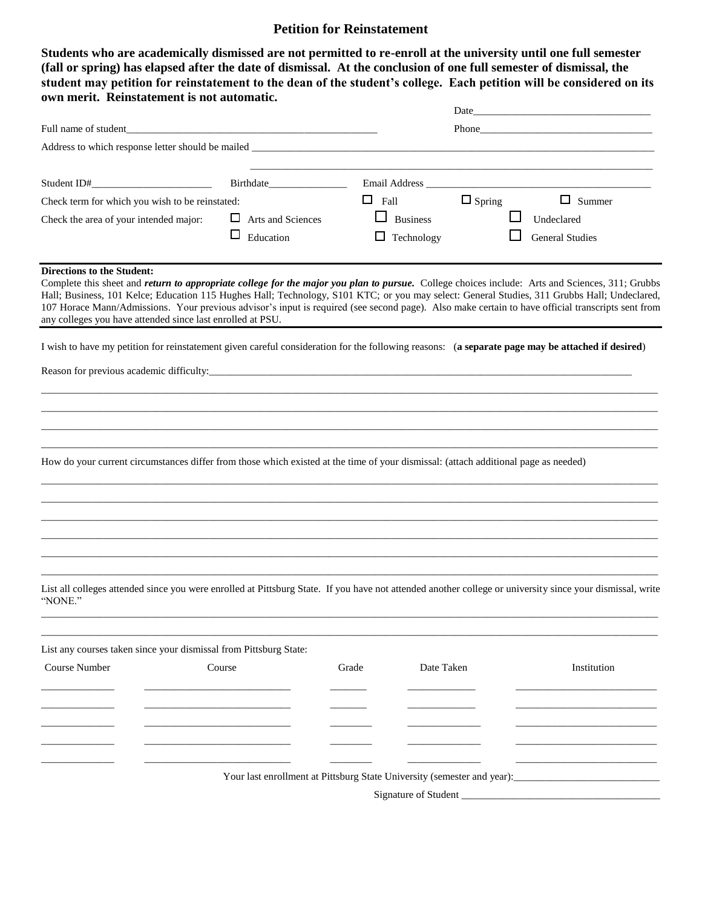# Petition for Reinstatement

**Students who are academically dismissed are not permitted to re-enroll at the university until one full semester (fall or spring) has elapsed after the date of dismissal. At the conclusion of one full semester of dismissal, the student may petition for reinstatement to the dean of the student's college. Each petition will be considered on its own merit. Reinstatement is not automatic.**

Date_________________________________

Full name of student_______________________________________________ Phone_________________________________

Address to which response letter should be mailed ________________________________________________________________________________

________________________________________________________________________________

Student ID#_______________________ Birthdate_______________ Email Address ___________________________________________

Check term for which you wish to be reinstated: ☐ Fall ☐ Spring ☐ Summer

Check the area of your intended major: ☐ Arts and Sciences ☐ Business ☐ Undeclared ☐ Education ☐ Technology ☐ General Studies

**Directions to the Student:**
Complete this sheet and ***return to appropriate college for the major you plan to pursue.*** College choices include: Arts and Sciences, 311; Grubbs Hall; Business, 101 Kelce; Education 115 Hughes Hall; Technology, S101 KTC; or you may select: General Studies, 311 Grubbs Hall; Undeclared, 107 Horace Mann/Admissions. Your previous advisor's input is required (see second page). Also make certain to have official transcripts sent from any colleges you have attended since last enrolled at PSU.

I wish to have my petition for reinstatement given careful consideration for the following reasons: (**a separate page may be attached if desired**)

Reason for previous academic difficulty:_____________________________________________________________________________________

________________________________________________________________________________

________________________________________________________________________________

________________________________________________________________________________

________________________________________________________________________________

How do your current circumstances differ from those which existed at the time of your dismissal: (attach additional page as needed)

________________________________________________________________________________

________________________________________________________________________________

________________________________________________________________________________

________________________________________________________________________________

________________________________________________________________________________

________________________________________________________________________________

List all colleges attended since you were enrolled at Pittsburg State. If you have not attended another college or university since your dismissal, write "NONE."

________________________________________________________________________________

________________________________________________________________________________

List any courses taken since your dismissal from Pittsburg State:

| Course Number | Course | Grade | Date Taken | Institution |
|---|---|---|---|---|
| | | | | |
| | | | | |
| | | | | |
| | | | | |
| | | | | |

Your last enrollment at Pittsburg State University (semester and year):____________________________

Signature of Student _____________________________________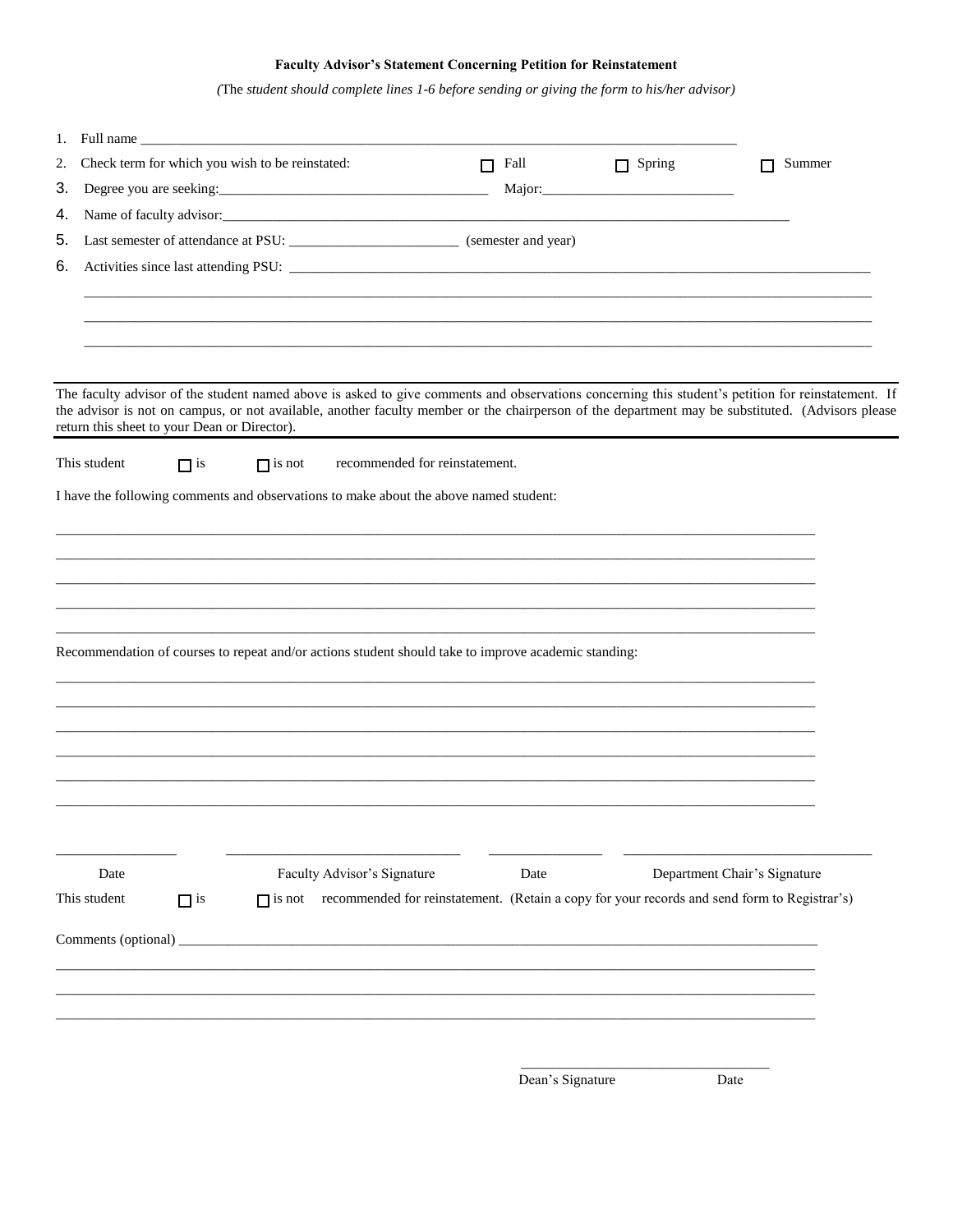**Faculty Advisor's Statement Concerning Petition for Reinstatement**

*(The student should complete lines 1-6 before sending or giving the form to his/her advisor)*

1. Full name ______________________________________________
2. Check term for which you wish to be reinstated: ☐ Fall ☐ Spring ☐ Summer
3. Degree you are seeking: ______________________ Major: ______________________
4. Name of faculty advisor: ______________________________________________
5. Last semester of attendance at PSU: ______________________ (semester and year)
6. Activities since last attending PSU: ______________________________________________

______________________________________________

______________________________________________

______________________________________________

---

The faculty advisor of the student named above is asked to give comments and observations concerning this student's petition for reinstatement. If the advisor is not on campus, or not available, another faculty member or the chairperson of the department may be substituted. (Advisors please return this sheet to your Dean or Director).

---

This student ☐ is ☐ is not recommended for reinstatement.

I have the following comments and observations to make about the above named student:

______________________________________________

______________________________________________

______________________________________________

______________________________________________

______________________________________________

Recommendation of courses to repeat and/or actions student should take to improve academic standing:

______________________________________________

______________________________________________

______________________________________________

______________________________________________

______________________________________________

______________________________________________

| | | | |
|---|---|---|---|
| ________________ | ________________ | ________________ | ________________ |
| Date | Faculty Advisor's Signature | Date | Department Chair's Signature |

This student ☐ is ☐ is not recommended for reinstatement. (Retain a copy for your records and send form to Registrar's)

Comments (optional) ______________________________________________

______________________________________________

______________________________________________

______________________________________________

______________________________________________

Dean's Signature Date